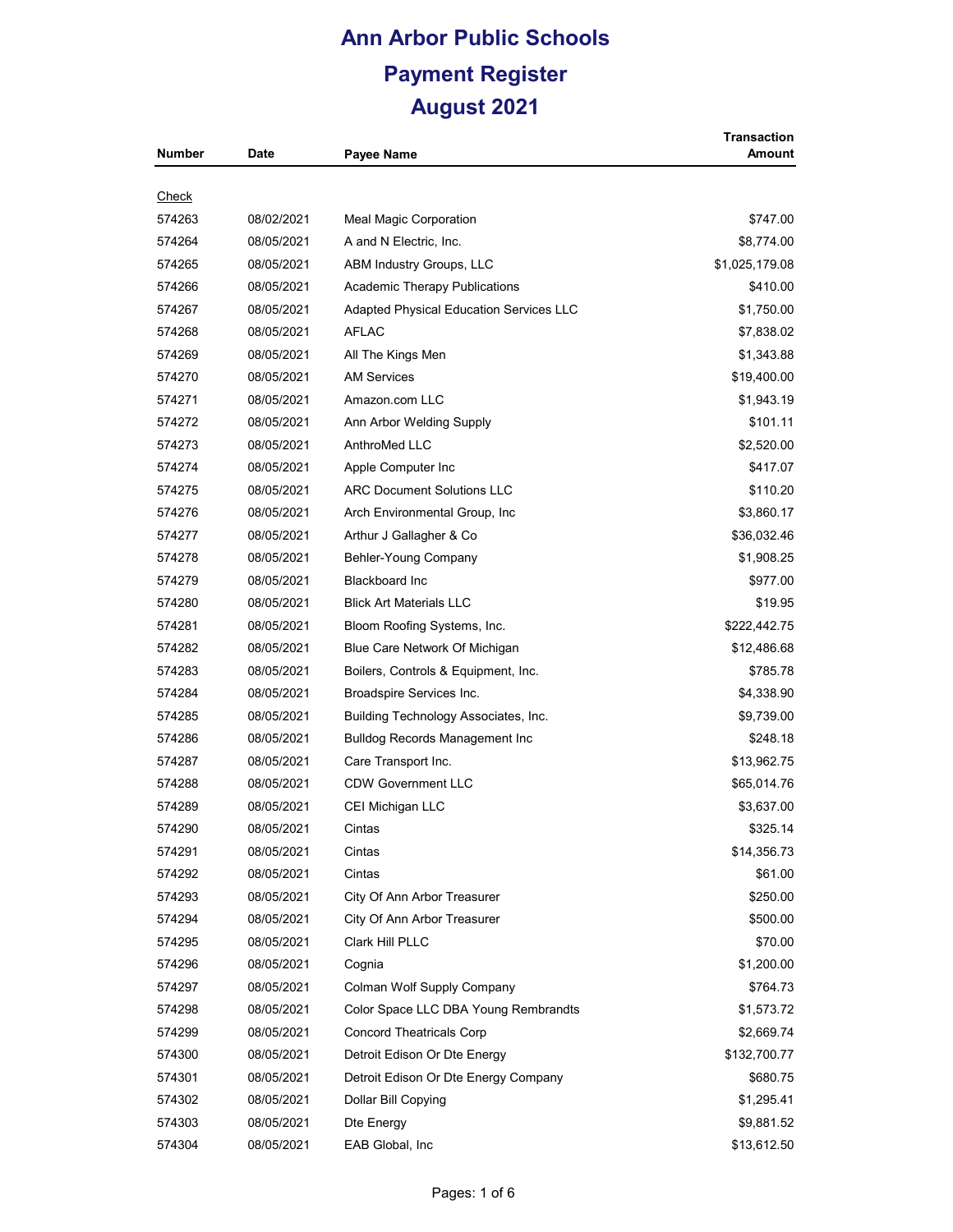# Ann Arbor Public Schools

## Payment Register

## August 2021

| Number | Date | Payee Name | Transaction Amount |
|---|---|---|---|
| Check | | | |
| 574263 | 08/02/2021 | Meal Magic Corporation | $747.00 |
| 574264 | 08/05/2021 | A and N Electric, Inc. | $8,774.00 |
| 574265 | 08/05/2021 | ABM Industry Groups, LLC | $1,025,179.08 |
| 574266 | 08/05/2021 | Academic Therapy Publications | $410.00 |
| 574267 | 08/05/2021 | Adapted Physical Education Services LLC | $1,750.00 |
| 574268 | 08/05/2021 | AFLAC | $7,838.02 |
| 574269 | 08/05/2021 | All The Kings Men | $1,343.88 |
| 574270 | 08/05/2021 | AM Services | $19,400.00 |
| 574271 | 08/05/2021 | Amazon.com LLC | $1,943.19 |
| 574272 | 08/05/2021 | Ann Arbor Welding Supply | $101.11 |
| 574273 | 08/05/2021 | AnthroMed LLC | $2,520.00 |
| 574274 | 08/05/2021 | Apple Computer Inc | $417.07 |
| 574275 | 08/05/2021 | ARC Document Solutions LLC | $110.20 |
| 574276 | 08/05/2021 | Arch Environmental Group, Inc | $3,860.17 |
| 574277 | 08/05/2021 | Arthur J Gallagher & Co | $36,032.46 |
| 574278 | 08/05/2021 | Behler-Young Company | $1,908.25 |
| 574279 | 08/05/2021 | Blackboard Inc | $977.00 |
| 574280 | 08/05/2021 | Blick Art Materials LLC | $19.95 |
| 574281 | 08/05/2021 | Bloom Roofing Systems, Inc. | $222,442.75 |
| 574282 | 08/05/2021 | Blue Care Network Of Michigan | $12,486.68 |
| 574283 | 08/05/2021 | Boilers, Controls & Equipment, Inc. | $785.78 |
| 574284 | 08/05/2021 | Broadspire Services Inc. | $4,338.90 |
| 574285 | 08/05/2021 | Building Technology Associates, Inc. | $9,739.00 |
| 574286 | 08/05/2021 | Bulldog Records Management Inc | $248.18 |
| 574287 | 08/05/2021 | Care Transport Inc. | $13,962.75 |
| 574288 | 08/05/2021 | CDW Government LLC | $65,014.76 |
| 574289 | 08/05/2021 | CEI Michigan LLC | $3,637.00 |
| 574290 | 08/05/2021 | Cintas | $325.14 |
| 574291 | 08/05/2021 | Cintas | $14,356.73 |
| 574292 | 08/05/2021 | Cintas | $61.00 |
| 574293 | 08/05/2021 | City Of Ann Arbor Treasurer | $250.00 |
| 574294 | 08/05/2021 | City Of Ann Arbor Treasurer | $500.00 |
| 574295 | 08/05/2021 | Clark Hill PLLC | $70.00 |
| 574296 | 08/05/2021 | Cognia | $1,200.00 |
| 574297 | 08/05/2021 | Colman Wolf Supply Company | $764.73 |
| 574298 | 08/05/2021 | Color Space LLC DBA Young Rembrandts | $1,573.72 |
| 574299 | 08/05/2021 | Concord Theatricals Corp | $2,669.74 |
| 574300 | 08/05/2021 | Detroit Edison Or Dte Energy | $132,700.77 |
| 574301 | 08/05/2021 | Detroit Edison Or Dte Energy Company | $680.75 |
| 574302 | 08/05/2021 | Dollar Bill Copying | $1,295.41 |
| 574303 | 08/05/2021 | Dte Energy | $9,881.52 |
| 574304 | 08/05/2021 | EAB Global, Inc | $13,612.50 |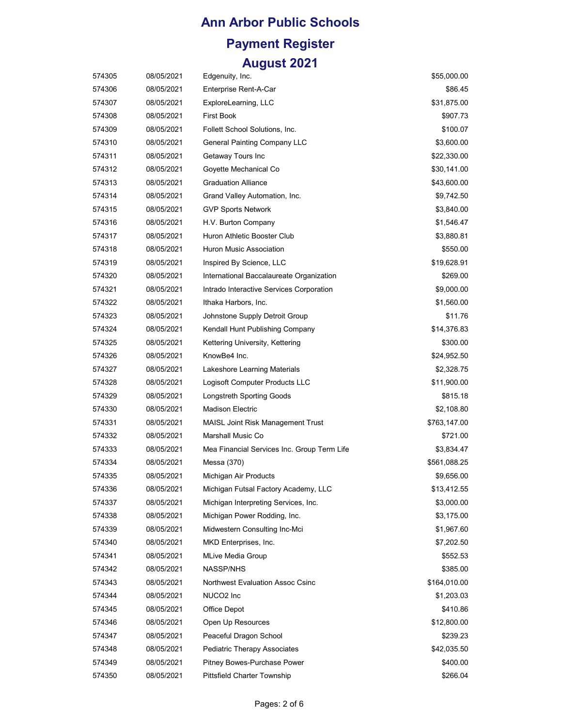# Ann Arbor Public Schools

## Payment Register

## August 2021

| | | | |
|---|---|---|---|
| 574305 | 08/05/2021 | Edgenuity, Inc. | $55,000.00 |
| 574306 | 08/05/2021 | Enterprise Rent-A-Car | $86.45 |
| 574307 | 08/05/2021 | ExploreLearning, LLC | $31,875.00 |
| 574308 | 08/05/2021 | First Book | $907.73 |
| 574309 | 08/05/2021 | Follett School Solutions, Inc. | $100.07 |
| 574310 | 08/05/2021 | General Painting Company LLC | $3,600.00 |
| 574311 | 08/05/2021 | Getaway Tours Inc | $22,330.00 |
| 574312 | 08/05/2021 | Goyette Mechanical Co | $30,141.00 |
| 574313 | 08/05/2021 | Graduation Alliance | $43,600.00 |
| 574314 | 08/05/2021 | Grand Valley Automation, Inc. | $9,742.50 |
| 574315 | 08/05/2021 | GVP Sports Network | $3,840.00 |
| 574316 | 08/05/2021 | H.V. Burton Company | $1,546.47 |
| 574317 | 08/05/2021 | Huron Athletic Booster Club | $3,880.81 |
| 574318 | 08/05/2021 | Huron Music Association | $550.00 |
| 574319 | 08/05/2021 | Inspired By Science, LLC | $19,628.91 |
| 574320 | 08/05/2021 | International Baccalaureate Organization | $269.00 |
| 574321 | 08/05/2021 | Intrado Interactive Services Corporation | $9,000.00 |
| 574322 | 08/05/2021 | Ithaka Harbors, Inc. | $1,560.00 |
| 574323 | 08/05/2021 | Johnstone Supply Detroit Group | $11.76 |
| 574324 | 08/05/2021 | Kendall Hunt Publishing Company | $14,376.83 |
| 574325 | 08/05/2021 | Kettering University, Kettering | $300.00 |
| 574326 | 08/05/2021 | KnowBe4 Inc. | $24,952.50 |
| 574327 | 08/05/2021 | Lakeshore Learning Materials | $2,328.75 |
| 574328 | 08/05/2021 | Logisoft Computer Products LLC | $11,900.00 |
| 574329 | 08/05/2021 | Longstreth Sporting Goods | $815.18 |
| 574330 | 08/05/2021 | Madison Electric | $2,108.80 |
| 574331 | 08/05/2021 | MAISL Joint Risk Management Trust | $763,147.00 |
| 574332 | 08/05/2021 | Marshall Music Co | $721.00 |
| 574333 | 08/05/2021 | Mea Financial Services Inc. Group Term Life | $3,834.47 |
| 574334 | 08/05/2021 | Messa (370) | $561,088.25 |
| 574335 | 08/05/2021 | Michigan Air Products | $9,656.00 |
| 574336 | 08/05/2021 | Michigan Futsal Factory Academy, LLC | $13,412.55 |
| 574337 | 08/05/2021 | Michigan Interpreting Services, Inc. | $3,000.00 |
| 574338 | 08/05/2021 | Michigan Power Rodding, Inc. | $3,175.00 |
| 574339 | 08/05/2021 | Midwestern Consulting Inc-Mci | $1,967.60 |
| 574340 | 08/05/2021 | MKD Enterprises, Inc. | $7,202.50 |
| 574341 | 08/05/2021 | MLive Media Group | $552.53 |
| 574342 | 08/05/2021 | NASSP/NHS | $385.00 |
| 574343 | 08/05/2021 | Northwest Evaluation Assoc Csinc | $164,010.00 |
| 574344 | 08/05/2021 | NUCO2 Inc | $1,203.03 |
| 574345 | 08/05/2021 | Office Depot | $410.86 |
| 574346 | 08/05/2021 | Open Up Resources | $12,800.00 |
| 574347 | 08/05/2021 | Peaceful Dragon School | $239.23 |
| 574348 | 08/05/2021 | Pediatric Therapy Associates | $42,035.50 |
| 574349 | 08/05/2021 | Pitney Bowes-Purchase Power | $400.00 |
| 574350 | 08/05/2021 | Pittsfield Charter Township | $266.04 |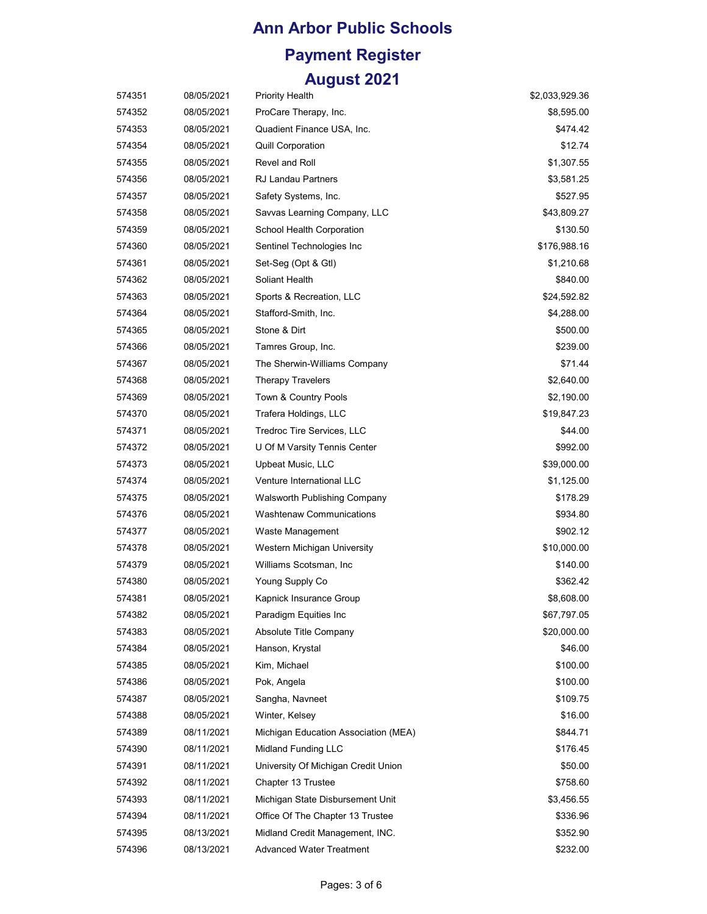# Ann Arbor Public Schools

## Payment Register

## August 2021

| | | | |
|---|---|---|---|
| 574351 | 08/05/2021 | Priority Health | $2,033,929.36 |
| 574352 | 08/05/2021 | ProCare Therapy, Inc. | $8,595.00 |
| 574353 | 08/05/2021 | Quadient Finance USA, Inc. | $474.42 |
| 574354 | 08/05/2021 | Quill Corporation | $12.74 |
| 574355 | 08/05/2021 | Revel and Roll | $1,307.55 |
| 574356 | 08/05/2021 | RJ Landau Partners | $3,581.25 |
| 574357 | 08/05/2021 | Safety Systems, Inc. | $527.95 |
| 574358 | 08/05/2021 | Savvas Learning Company, LLC | $43,809.27 |
| 574359 | 08/05/2021 | School Health Corporation | $130.50 |
| 574360 | 08/05/2021 | Sentinel Technologies Inc | $176,988.16 |
| 574361 | 08/05/2021 | Set-Seg (Opt & Gtl) | $1,210.68 |
| 574362 | 08/05/2021 | Soliant Health | $840.00 |
| 574363 | 08/05/2021 | Sports & Recreation, LLC | $24,592.82 |
| 574364 | 08/05/2021 | Stafford-Smith, Inc. | $4,288.00 |
| 574365 | 08/05/2021 | Stone & Dirt | $500.00 |
| 574366 | 08/05/2021 | Tamres Group, Inc. | $239.00 |
| 574367 | 08/05/2021 | The Sherwin-Williams Company | $71.44 |
| 574368 | 08/05/2021 | Therapy Travelers | $2,640.00 |
| 574369 | 08/05/2021 | Town & Country Pools | $2,190.00 |
| 574370 | 08/05/2021 | Trafera Holdings, LLC | $19,847.23 |
| 574371 | 08/05/2021 | Tredroc Tire Services, LLC | $44.00 |
| 574372 | 08/05/2021 | U Of M Varsity Tennis Center | $992.00 |
| 574373 | 08/05/2021 | Upbeat Music, LLC | $39,000.00 |
| 574374 | 08/05/2021 | Venture International LLC | $1,125.00 |
| 574375 | 08/05/2021 | Walsworth Publishing Company | $178.29 |
| 574376 | 08/05/2021 | Washtenaw Communications | $934.80 |
| 574377 | 08/05/2021 | Waste Management | $902.12 |
| 574378 | 08/05/2021 | Western Michigan University | $10,000.00 |
| 574379 | 08/05/2021 | Williams Scotsman, Inc | $140.00 |
| 574380 | 08/05/2021 | Young Supply Co | $362.42 |
| 574381 | 08/05/2021 | Kapnick Insurance Group | $8,608.00 |
| 574382 | 08/05/2021 | Paradigm Equities Inc | $67,797.05 |
| 574383 | 08/05/2021 | Absolute Title Company | $20,000.00 |
| 574384 | 08/05/2021 | Hanson, Krystal | $46.00 |
| 574385 | 08/05/2021 | Kim, Michael | $100.00 |
| 574386 | 08/05/2021 | Pok, Angela | $100.00 |
| 574387 | 08/05/2021 | Sangha, Navneet | $109.75 |
| 574388 | 08/05/2021 | Winter, Kelsey | $16.00 |
| 574389 | 08/11/2021 | Michigan Education Association (MEA) | $844.71 |
| 574390 | 08/11/2021 | Midland Funding LLC | $176.45 |
| 574391 | 08/11/2021 | University Of Michigan Credit Union | $50.00 |
| 574392 | 08/11/2021 | Chapter 13 Trustee | $758.60 |
| 574393 | 08/11/2021 | Michigan State Disbursement Unit | $3,456.55 |
| 574394 | 08/11/2021 | Office Of The Chapter 13 Trustee | $336.96 |
| 574395 | 08/13/2021 | Midland Credit Management, INC. | $352.90 |
| 574396 | 08/13/2021 | Advanced Water Treatment | $232.00 |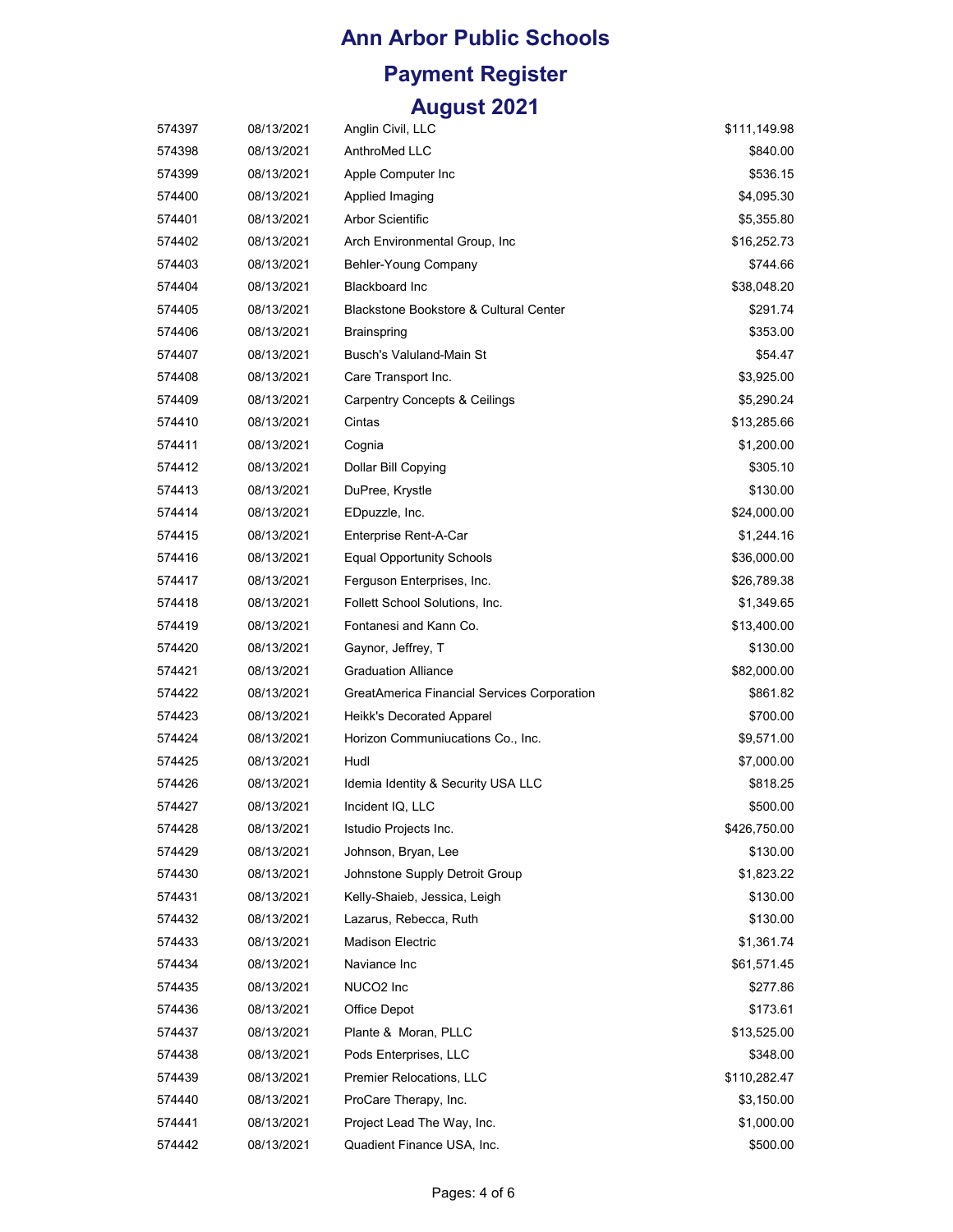# Ann Arbor Public Schools

## Payment Register

## August 2021

| | | | |
|---|---|---|---|
| 574397 | 08/13/2021 | Anglin Civil, LLC | $111,149.98 |
| 574398 | 08/13/2021 | AnthroMed LLC | $840.00 |
| 574399 | 08/13/2021 | Apple Computer Inc | $536.15 |
| 574400 | 08/13/2021 | Applied Imaging | $4,095.30 |
| 574401 | 08/13/2021 | Arbor Scientific | $5,355.80 |
| 574402 | 08/13/2021 | Arch Environmental Group, Inc | $16,252.73 |
| 574403 | 08/13/2021 | Behler-Young Company | $744.66 |
| 574404 | 08/13/2021 | Blackboard Inc | $38,048.20 |
| 574405 | 08/13/2021 | Blackstone Bookstore & Cultural Center | $291.74 |
| 574406 | 08/13/2021 | Brainspring | $353.00 |
| 574407 | 08/13/2021 | Busch's Valuland-Main St | $54.47 |
| 574408 | 08/13/2021 | Care Transport Inc. | $3,925.00 |
| 574409 | 08/13/2021 | Carpentry Concepts & Ceilings | $5,290.24 |
| 574410 | 08/13/2021 | Cintas | $13,285.66 |
| 574411 | 08/13/2021 | Cognia | $1,200.00 |
| 574412 | 08/13/2021 | Dollar Bill Copying | $305.10 |
| 574413 | 08/13/2021 | DuPree, Krystle | $130.00 |
| 574414 | 08/13/2021 | EDpuzzle, Inc. | $24,000.00 |
| 574415 | 08/13/2021 | Enterprise Rent-A-Car | $1,244.16 |
| 574416 | 08/13/2021 | Equal Opportunity Schools | $36,000.00 |
| 574417 | 08/13/2021 | Ferguson Enterprises, Inc. | $26,789.38 |
| 574418 | 08/13/2021 | Follett School Solutions, Inc. | $1,349.65 |
| 574419 | 08/13/2021 | Fontanesi and Kann Co. | $13,400.00 |
| 574420 | 08/13/2021 | Gaynor, Jeffrey, T | $130.00 |
| 574421 | 08/13/2021 | Graduation Alliance | $82,000.00 |
| 574422 | 08/13/2021 | GreatAmerica Financial Services Corporation | $861.82 |
| 574423 | 08/13/2021 | Heikk's Decorated Apparel | $700.00 |
| 574424 | 08/13/2021 | Horizon Communiucations Co., Inc. | $9,571.00 |
| 574425 | 08/13/2021 | Hudl | $7,000.00 |
| 574426 | 08/13/2021 | Idemia Identity & Security USA LLC | $818.25 |
| 574427 | 08/13/2021 | Incident IQ, LLC | $500.00 |
| 574428 | 08/13/2021 | Istudio Projects Inc. | $426,750.00 |
| 574429 | 08/13/2021 | Johnson, Bryan, Lee | $130.00 |
| 574430 | 08/13/2021 | Johnstone Supply Detroit Group | $1,823.22 |
| 574431 | 08/13/2021 | Kelly-Shaieb, Jessica, Leigh | $130.00 |
| 574432 | 08/13/2021 | Lazarus, Rebecca, Ruth | $130.00 |
| 574433 | 08/13/2021 | Madison Electric | $1,361.74 |
| 574434 | 08/13/2021 | Naviance Inc | $61,571.45 |
| 574435 | 08/13/2021 | NUCO2 Inc | $277.86 |
| 574436 | 08/13/2021 | Office Depot | $173.61 |
| 574437 | 08/13/2021 | Plante & Moran, PLLC | $13,525.00 |
| 574438 | 08/13/2021 | Pods Enterprises, LLC | $348.00 |
| 574439 | 08/13/2021 | Premier Relocations, LLC | $110,282.47 |
| 574440 | 08/13/2021 | ProCare Therapy, Inc. | $3,150.00 |
| 574441 | 08/13/2021 | Project Lead The Way, Inc. | $1,000.00 |
| 574442 | 08/13/2021 | Quadient Finance USA, Inc. | $500.00 |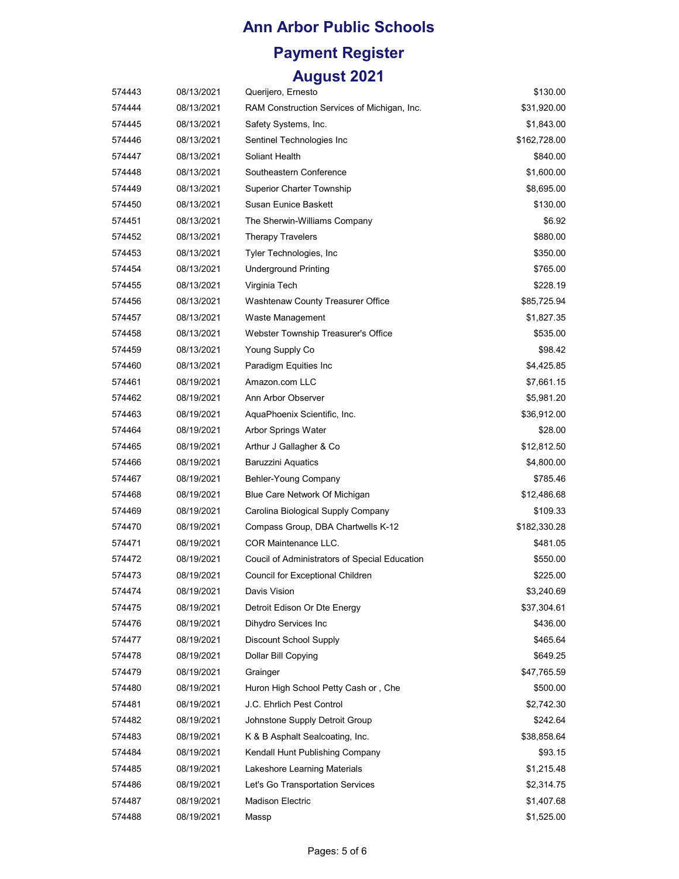# Ann Arbor Public Schools

## Payment Register

## August 2021

| | | | |
|---|---|---|---|
| 574443 | 08/13/2021 | Querijero, Ernesto | $130.00 |
| 574444 | 08/13/2021 | RAM Construction Services of Michigan, Inc. | $31,920.00 |
| 574445 | 08/13/2021 | Safety Systems, Inc. | $1,843.00 |
| 574446 | 08/13/2021 | Sentinel Technologies Inc | $162,728.00 |
| 574447 | 08/13/2021 | Soliant Health | $840.00 |
| 574448 | 08/13/2021 | Southeastern Conference | $1,600.00 |
| 574449 | 08/13/2021 | Superior Charter Township | $8,695.00 |
| 574450 | 08/13/2021 | Susan Eunice Baskett | $130.00 |
| 574451 | 08/13/2021 | The Sherwin-Williams Company | $6.92 |
| 574452 | 08/13/2021 | Therapy Travelers | $880.00 |
| 574453 | 08/13/2021 | Tyler Technologies, Inc | $350.00 |
| 574454 | 08/13/2021 | Underground Printing | $765.00 |
| 574455 | 08/13/2021 | Virginia Tech | $228.19 |
| 574456 | 08/13/2021 | Washtenaw County Treasurer Office | $85,725.94 |
| 574457 | 08/13/2021 | Waste Management | $1,827.35 |
| 574458 | 08/13/2021 | Webster Township Treasurer's Office | $535.00 |
| 574459 | 08/13/2021 | Young Supply Co | $98.42 |
| 574460 | 08/13/2021 | Paradigm Equities Inc | $4,425.85 |
| 574461 | 08/19/2021 | Amazon.com LLC | $7,661.15 |
| 574462 | 08/19/2021 | Ann Arbor Observer | $5,981.20 |
| 574463 | 08/19/2021 | AquaPhoenix Scientific, Inc. | $36,912.00 |
| 574464 | 08/19/2021 | Arbor Springs Water | $28.00 |
| 574465 | 08/19/2021 | Arthur J Gallagher & Co | $12,812.50 |
| 574466 | 08/19/2021 | Baruzzini Aquatics | $4,800.00 |
| 574467 | 08/19/2021 | Behler-Young Company | $785.46 |
| 574468 | 08/19/2021 | Blue Care Network Of Michigan | $12,486.68 |
| 574469 | 08/19/2021 | Carolina Biological Supply Company | $109.33 |
| 574470 | 08/19/2021 | Compass Group, DBA Chartwells K-12 | $182,330.28 |
| 574471 | 08/19/2021 | COR Maintenance LLC. | $481.05 |
| 574472 | 08/19/2021 | Coucil of Administrators of Special Education | $550.00 |
| 574473 | 08/19/2021 | Council for Exceptional Children | $225.00 |
| 574474 | 08/19/2021 | Davis Vision | $3,240.69 |
| 574475 | 08/19/2021 | Detroit Edison Or Dte Energy | $37,304.61 |
| 574476 | 08/19/2021 | Dihydro Services Inc | $436.00 |
| 574477 | 08/19/2021 | Discount School Supply | $465.64 |
| 574478 | 08/19/2021 | Dollar Bill Copying | $649.25 |
| 574479 | 08/19/2021 | Grainger | $47,765.59 |
| 574480 | 08/19/2021 | Huron High School Petty Cash or , Che | $500.00 |
| 574481 | 08/19/2021 | J.C. Ehrlich Pest Control | $2,742.30 |
| 574482 | 08/19/2021 | Johnstone Supply Detroit Group | $242.64 |
| 574483 | 08/19/2021 | K & B Asphalt Sealcoating, Inc. | $38,858.64 |
| 574484 | 08/19/2021 | Kendall Hunt Publishing Company | $93.15 |
| 574485 | 08/19/2021 | Lakeshore Learning Materials | $1,215.48 |
| 574486 | 08/19/2021 | Let's Go Transportation Services | $2,314.75 |
| 574487 | 08/19/2021 | Madison Electric | $1,407.68 |
| 574488 | 08/19/2021 | Massp | $1,525.00 |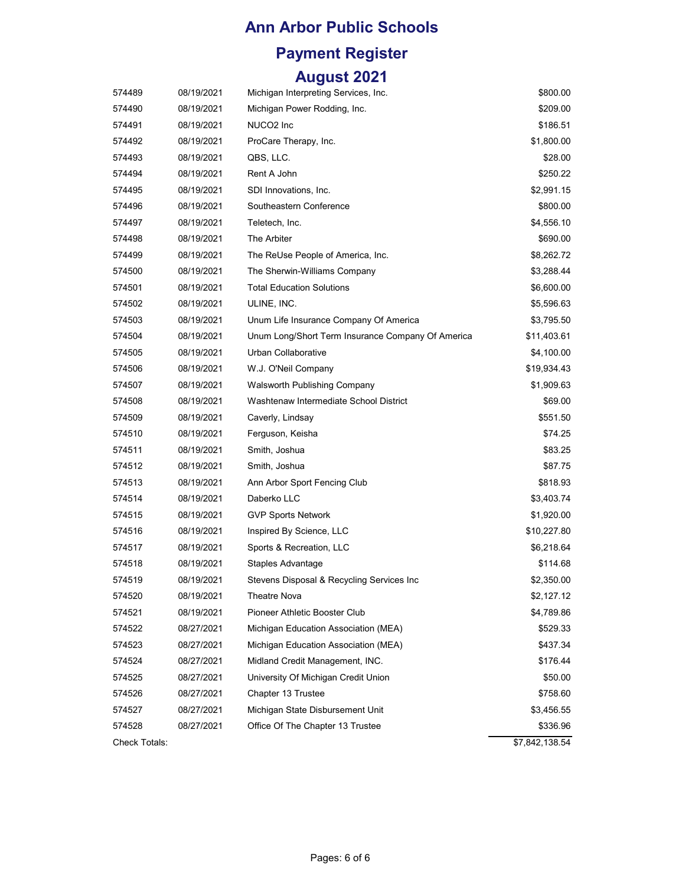# Ann Arbor Public Schools

## Payment Register

## August 2021

| | | | |
|---|---|---|---|
| 574489 | 08/19/2021 | Michigan Interpreting Services, Inc. | $800.00 |
| 574490 | 08/19/2021 | Michigan Power Rodding, Inc. | $209.00 |
| 574491 | 08/19/2021 | NUCO2 Inc | $186.51 |
| 574492 | 08/19/2021 | ProCare Therapy, Inc. | $1,800.00 |
| 574493 | 08/19/2021 | QBS, LLC. | $28.00 |
| 574494 | 08/19/2021 | Rent A John | $250.22 |
| 574495 | 08/19/2021 | SDI Innovations, Inc. | $2,991.15 |
| 574496 | 08/19/2021 | Southeastern Conference | $800.00 |
| 574497 | 08/19/2021 | Teletech, Inc. | $4,556.10 |
| 574498 | 08/19/2021 | The Arbiter | $690.00 |
| 574499 | 08/19/2021 | The ReUse People of America, Inc. | $8,262.72 |
| 574500 | 08/19/2021 | The Sherwin-Williams Company | $3,288.44 |
| 574501 | 08/19/2021 | Total Education Solutions | $6,600.00 |
| 574502 | 08/19/2021 | ULINE, INC. | $5,596.63 |
| 574503 | 08/19/2021 | Unum Life Insurance Company Of America | $3,795.50 |
| 574504 | 08/19/2021 | Unum Long/Short Term Insurance Company Of America | $11,403.61 |
| 574505 | 08/19/2021 | Urban Collaborative | $4,100.00 |
| 574506 | 08/19/2021 | W.J. O'Neil Company | $19,934.43 |
| 574507 | 08/19/2021 | Walsworth Publishing Company | $1,909.63 |
| 574508 | 08/19/2021 | Washtenaw Intermediate School District | $69.00 |
| 574509 | 08/19/2021 | Caverly, Lindsay | $551.50 |
| 574510 | 08/19/2021 | Ferguson, Keisha | $74.25 |
| 574511 | 08/19/2021 | Smith, Joshua | $83.25 |
| 574512 | 08/19/2021 | Smith, Joshua | $87.75 |
| 574513 | 08/19/2021 | Ann Arbor Sport Fencing Club | $818.93 |
| 574514 | 08/19/2021 | Daberko LLC | $3,403.74 |
| 574515 | 08/19/2021 | GVP Sports Network | $1,920.00 |
| 574516 | 08/19/2021 | Inspired By Science, LLC | $10,227.80 |
| 574517 | 08/19/2021 | Sports & Recreation, LLC | $6,218.64 |
| 574518 | 08/19/2021 | Staples Advantage | $114.68 |
| 574519 | 08/19/2021 | Stevens Disposal & Recycling Services Inc | $2,350.00 |
| 574520 | 08/19/2021 | Theatre Nova | $2,127.12 |
| 574521 | 08/19/2021 | Pioneer Athletic Booster Club | $4,789.86 |
| 574522 | 08/27/2021 | Michigan Education Association (MEA) | $529.33 |
| 574523 | 08/27/2021 | Michigan Education Association (MEA) | $437.34 |
| 574524 | 08/27/2021 | Midland Credit Management, INC. | $176.44 |
| 574525 | 08/27/2021 | University Of Michigan Credit Union | $50.00 |
| 574526 | 08/27/2021 | Chapter 13 Trustee | $758.60 |
| 574527 | 08/27/2021 | Michigan State Disbursement Unit | $3,456.55 |
| 574528 | 08/27/2021 | Office Of The Chapter 13 Trustee | $336.96 |
| Check Totals: | | | $7,842,138.54 |